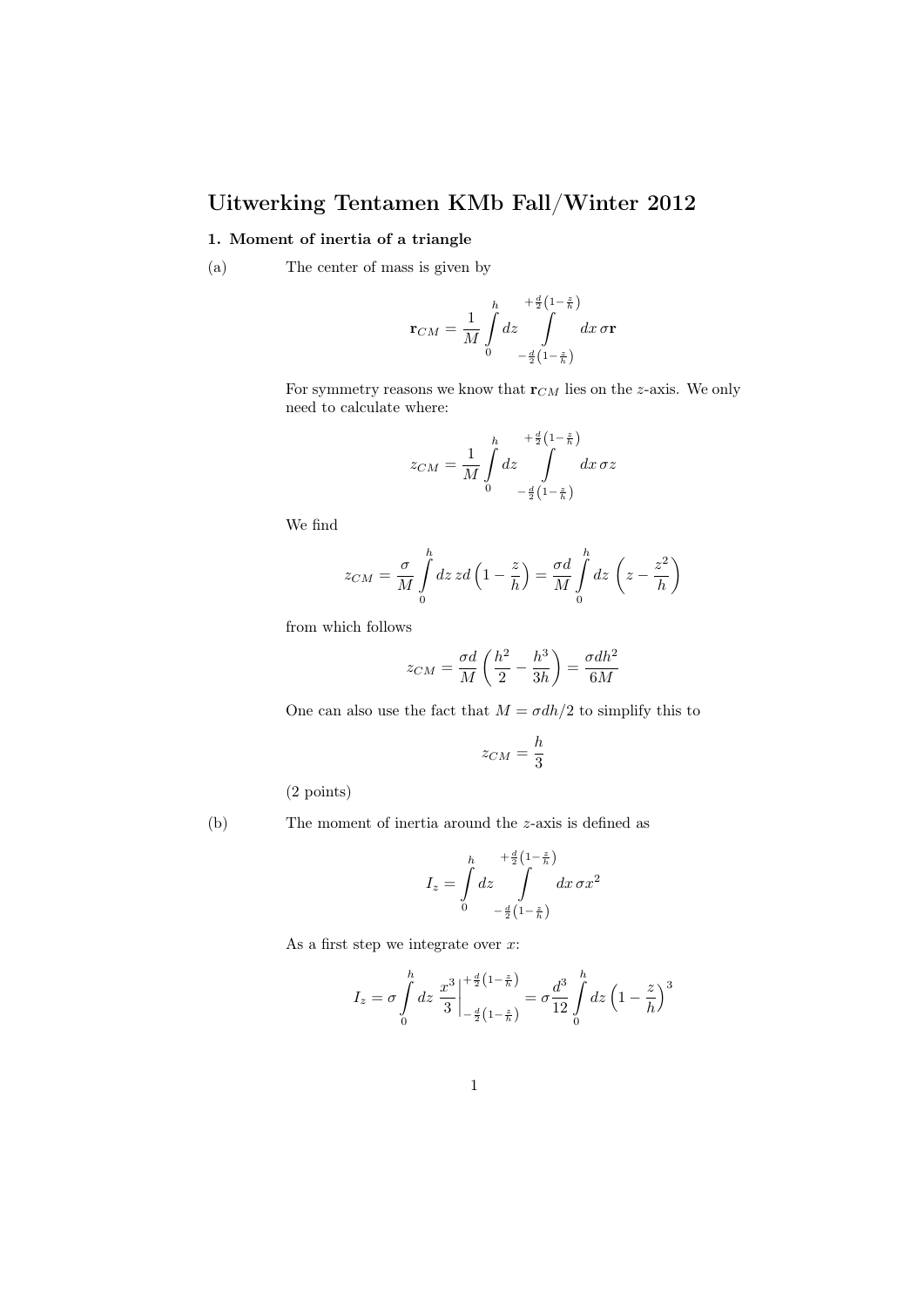# Uitwerking Tentamen KMb Fall/Winter 2012

## 1. Moment of inertia of a triangle

(a) The center of mass is given by

$$\mathbf{r}_{CM} = \frac{1}{M}\int_0^h dz \int_{-\frac{d}{2}\left(1-\frac{z}{h}\right)}^{+\frac{d}{2}\left(1-\frac{z}{h}\right)} dx\, \sigma \mathbf{r}$$

For symmetry reasons we know that $\mathbf{r}_{CM}$ lies on the $z$-axis. We only need to calculate where:

$$z_{CM} = \frac{1}{M}\int_0^h dz \int_{-\frac{d}{2}\left(1-\frac{z}{h}\right)}^{+\frac{d}{2}\left(1-\frac{z}{h}\right)} dx\, \sigma z$$

We find

$$z_{CM} = \frac{\sigma}{M}\int_0^h dz\, zd\left(1-\frac{z}{h}\right) = \frac{\sigma d}{M}\int_0^h dz\,\left(z - \frac{z^2}{h}\right)$$

from which follows

$$z_{CM} = \frac{\sigma d}{M}\left(\frac{h^2}{2} - \frac{h^3}{3h}\right) = \frac{\sigma d h^2}{6M}$$

One can also use the fact that $M = \sigma dh/2$ to simplify this to

$$z_{CM} = \frac{h}{3}$$

(2 points)

(b) The moment of inertia around the $z$-axis is defined as

$$I_z = \int_0^h dz \int_{-\frac{d}{2}\left(1-\frac{z}{h}\right)}^{+\frac{d}{2}\left(1-\frac{z}{h}\right)} dx\, \sigma x^2$$

As a first step we integrate over $x$:

$$I_z = \sigma \int_0^h dz\, \left.\frac{x^3}{3}\right|_{-\frac{d}{2}\left(1-\frac{z}{h}\right)}^{+\frac{d}{2}\left(1-\frac{z}{h}\right)} = \sigma\frac{d^3}{12}\int_0^h dz\left(1-\frac{z}{h}\right)^3$$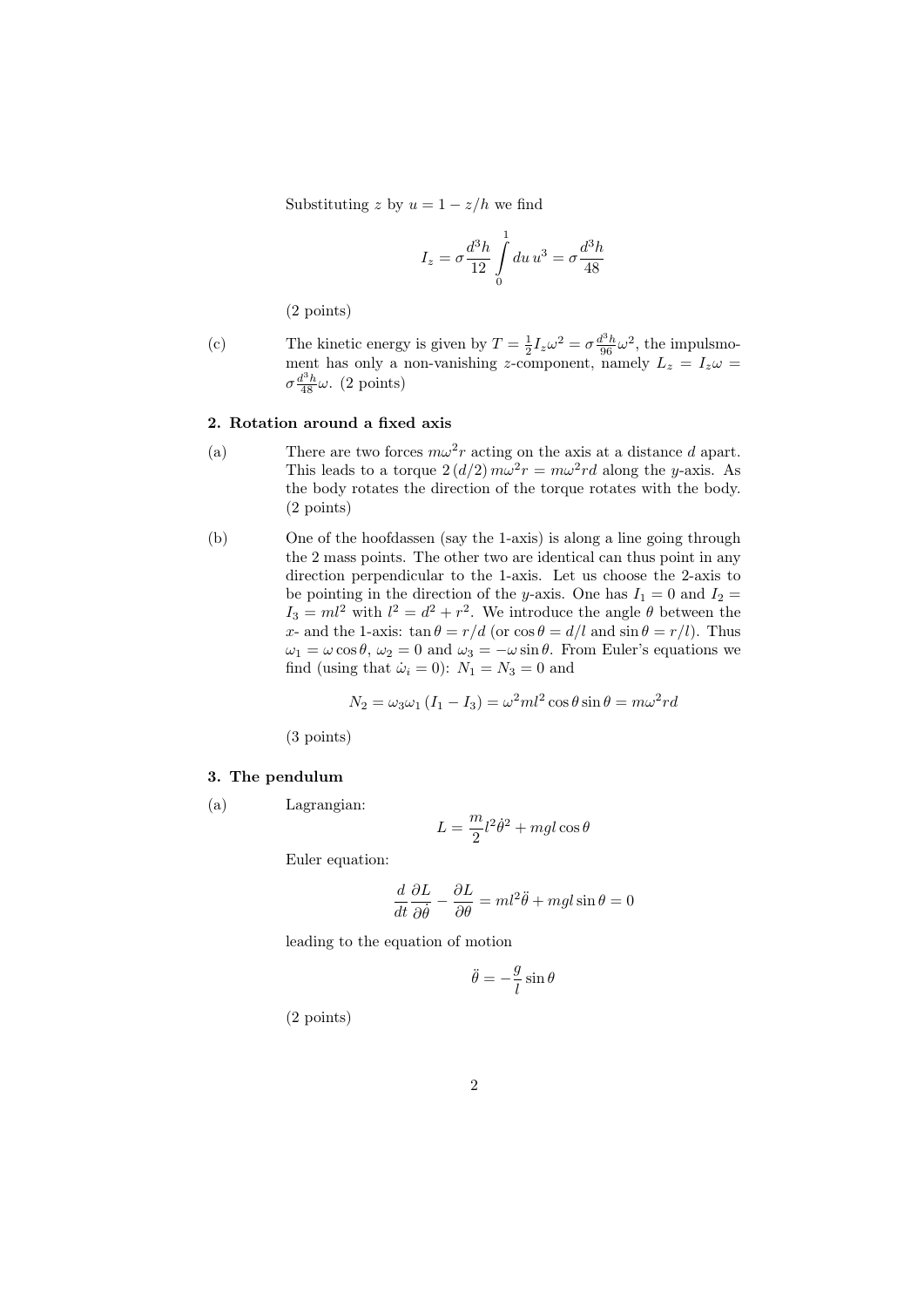Substituting $z$ by $u = 1 - z/h$ we find

$$I_z = \sigma \frac{d^3 h}{12} \int_0^1 du\, u^3 = \sigma \frac{d^3 h}{48}$$

(2 points)

(c) The kinetic energy is given by $T = \frac{1}{2} I_z \omega^2 = \sigma \frac{d^3 h}{96} \omega^2$, the impulsmoment has only a non-vanishing $z$-component, namely $L_z = I_z \omega = \sigma \frac{d^3 h}{48} \omega$. (2 points)

### 2. Rotation around a fixed axis

(a) There are two forces $m\omega^2 r$ acting on the axis at a distance $d$ apart. This leads to a torque $2\,(d/2)\, m\omega^2 r = m\omega^2 r d$ along the $y$-axis. As the body rotates the direction of the torque rotates with the body. (2 points)

(b) One of the hoofdassen (say the 1-axis) is along a line going through the 2 mass points. The other two are identical can thus point in any direction perpendicular to the 1-axis. Let us choose the 2-axis to be pointing in the direction of the $y$-axis. One has $I_1 = 0$ and $I_2 = I_3 = ml^2$ with $l^2 = d^2 + r^2$. We introduce the angle $\theta$ between the $x$- and the 1-axis: $\tan\theta = r/d$ (or $\cos\theta = d/l$ and $\sin\theta = r/l$). Thus $\omega_1 = \omega\cos\theta$, $\omega_2 = 0$ and $\omega_3 = -\omega\sin\theta$. From Euler's equations we find (using that $\dot{\omega}_i = 0$): $N_1 = N_3 = 0$ and

$$N_2 = \omega_3 \omega_1 \left(I_1 - I_3\right) = \omega^2 m l^2 \cos\theta \sin\theta = m\omega^2 r d$$

(3 points)

### 3. The pendulum

(a) Lagrangian:

$$L = \frac{m}{2} l^2 \dot{\theta}^2 + mgl\cos\theta$$

Euler equation:

$$\frac{d}{dt}\frac{\partial L}{\partial \dot{\theta}} - \frac{\partial L}{\partial \theta} = ml^2 \ddot{\theta} + mgl\sin\theta = 0$$

leading to the equation of motion

$$\ddot{\theta} = -\frac{g}{l}\sin\theta$$

(2 points)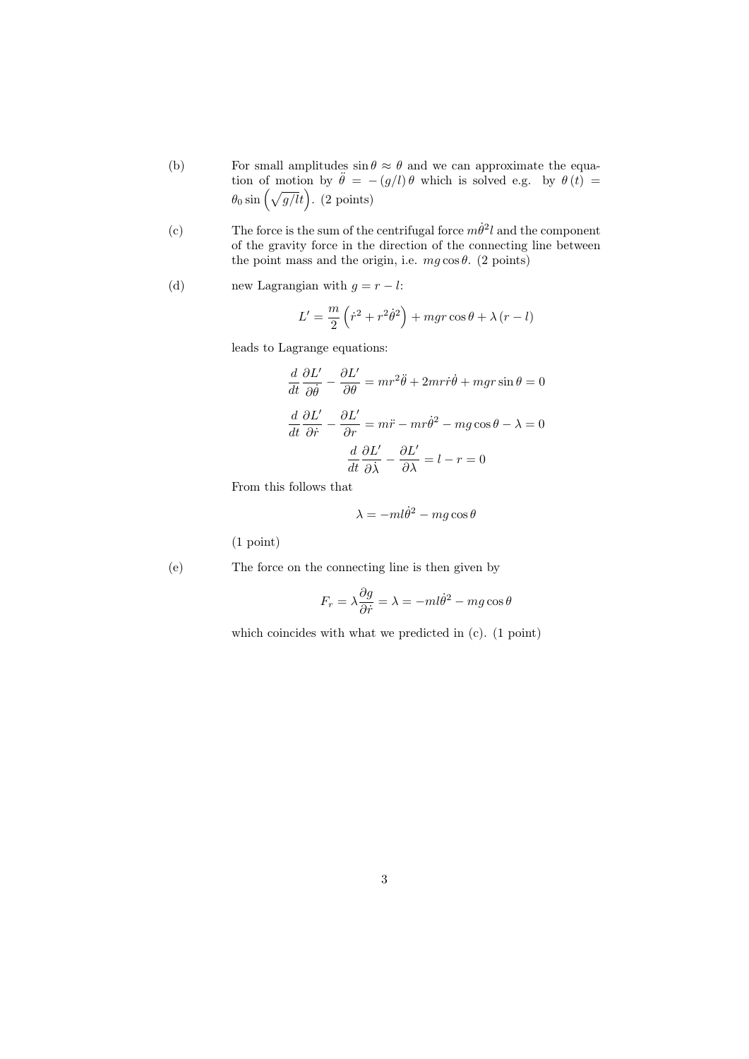(b) For small amplitudes $\sin\theta \approx \theta$ and we can approximate the equation of motion by $\ddot{\theta} = -(g/l)\,\theta$ which is solved e.g. by $\theta(t) = \theta_0 \sin\left(\sqrt{g/l}t\right)$. (2 points)

(c) The force is the sum of the centrifugal force $m\dot{\theta}^2 l$ and the component of the gravity force in the direction of the connecting line between the point mass and the origin, i.e. $mg\cos\theta$. (2 points)

(d) new Lagrangian with $g = r - l$:

$$L' = \frac{m}{2}\left(\dot{r}^2 + r^2\dot{\theta}^2\right) + mgr\cos\theta + \lambda\,(r - l)$$

leads to Lagrange equations:

$$\frac{d}{dt}\frac{\partial L'}{\partial\dot{\theta}} - \frac{\partial L'}{\partial\theta} = mr^2\ddot{\theta} + 2mr\dot{r}\dot{\theta} + mgr\sin\theta = 0$$

$$\frac{d}{dt}\frac{\partial L'}{\partial\dot{r}} - \frac{\partial L'}{\partial r} = m\ddot{r} - mr\dot{\theta}^2 - mg\cos\theta - \lambda = 0$$

$$\frac{d}{dt}\frac{\partial L'}{\partial\dot{\lambda}} - \frac{\partial L'}{\partial\lambda} = l - r = 0$$

From this follows that

$$\lambda = -ml\dot{\theta}^2 - mg\cos\theta$$

(1 point)

(e) The force on the connecting line is then given by

$$F_r = \lambda\frac{\partial g}{\partial\dot{r}} = \lambda = -ml\dot{\theta}^2 - mg\cos\theta$$

which coincides with what we predicted in (c). (1 point)